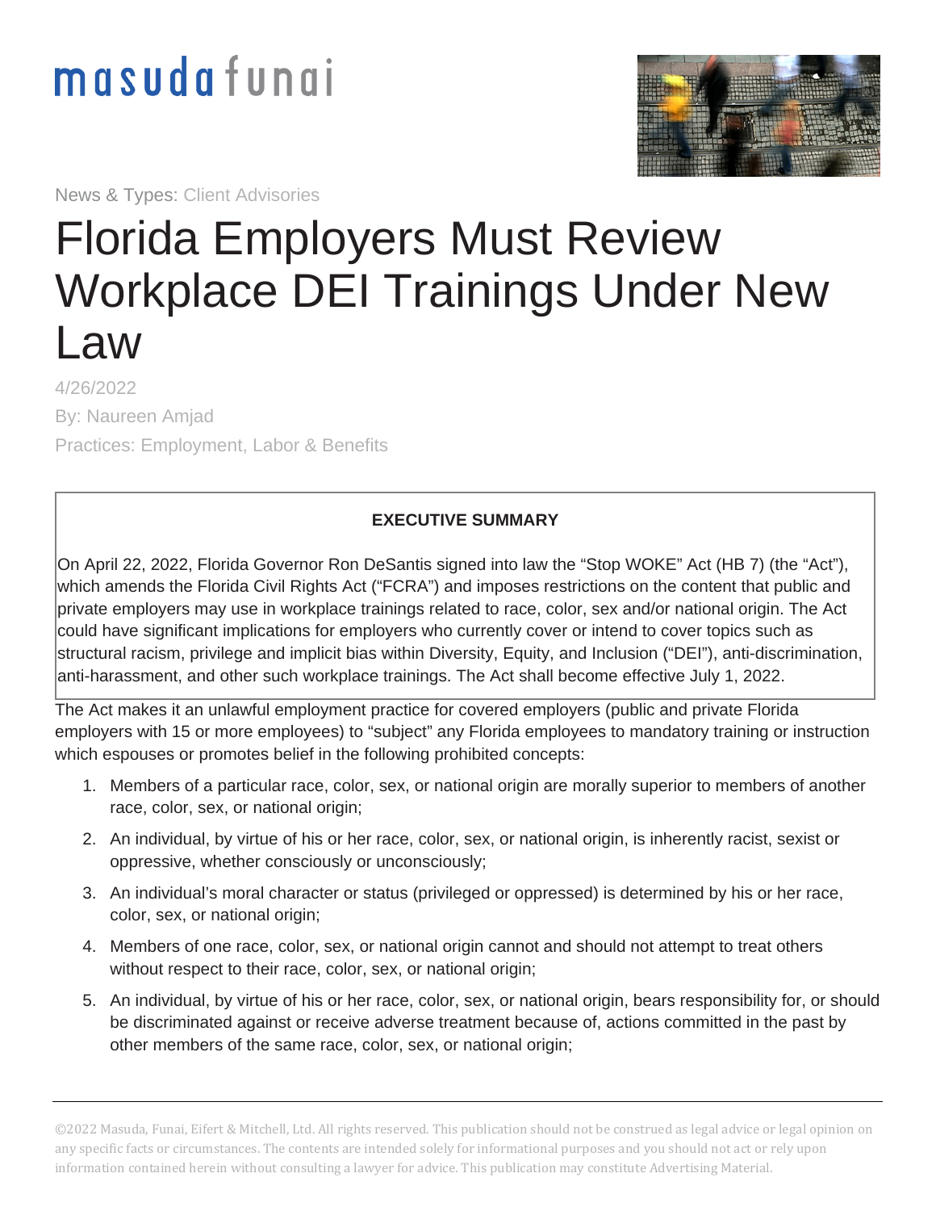masuda funai

News & Types: Client Advisories

# Florida Employers Must Review Workplace DEI Trainings Under New Law

4/26/2022

By: Naureen Amjad

Practices: Employment, Labor & Benefits

**EXECUTIVE SUMMARY**

On April 22, 2022, Florida Governor Ron DeSantis signed into law the "Stop WOKE" Act (HB 7) (the "Act"), which amends the Florida Civil Rights Act ("FCRA") and imposes restrictions on the content that public and private employers may use in workplace trainings related to race, color, sex and/or national origin. The Act could have significant implications for employers who currently cover or intend to cover topics such as structural racism, privilege and implicit bias within Diversity, Equity, and Inclusion ("DEI"), anti-discrimination, anti-harassment, and other such workplace trainings. The Act shall become effective July 1, 2022.

The Act makes it an unlawful employment practice for covered employers (public and private Florida employers with 15 or more employees) to "subject" any Florida employees to mandatory training or instruction which espouses or promotes belief in the following prohibited concepts:

1. Members of a particular race, color, sex, or national origin are morally superior to members of another race, color, sex, or national origin;
2. An individual, by virtue of his or her race, color, sex, or national origin, is inherently racist, sexist or oppressive, whether consciously or unconsciously;
3. An individual's moral character or status (privileged or oppressed) is determined by his or her race, color, sex, or national origin;
4. Members of one race, color, sex, or national origin cannot and should not attempt to treat others without respect to their race, color, sex, or national origin;
5. An individual, by virtue of his or her race, color, sex, or national origin, bears responsibility for, or should be discriminated against or receive adverse treatment because of, actions committed in the past by other members of the same race, color, sex, or national origin;

©2022 Masuda, Funai, Eifert & Mitchell, Ltd. All rights reserved. This publication should not be construed as legal advice or legal opinion on any specific facts or circumstances. The contents are intended solely for informational purposes and you should not act or rely upon information contained herein without consulting a lawyer for advice. This publication may constitute Advertising Material.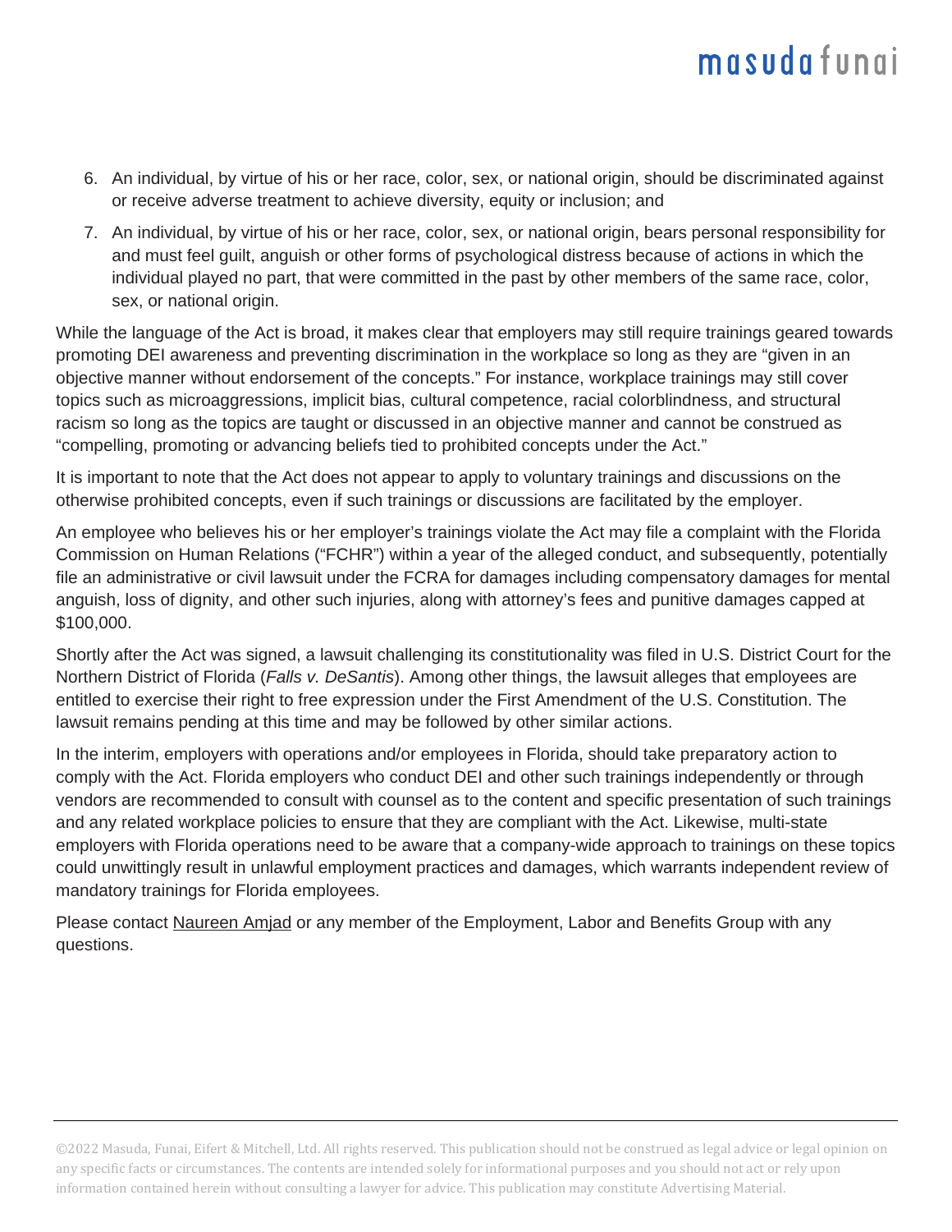6. An individual, by virtue of his or her race, color, sex, or national origin, should be discriminated against or receive adverse treatment to achieve diversity, equity or inclusion; and
7. An individual, by virtue of his or her race, color, sex, or national origin, bears personal responsibility for and must feel guilt, anguish or other forms of psychological distress because of actions in which the individual played no part, that were committed in the past by other members of the same race, color, sex, or national origin.

While the language of the Act is broad, it makes clear that employers may still require trainings geared towards promoting DEI awareness and preventing discrimination in the workplace so long as they are "given in an objective manner without endorsement of the concepts." For instance, workplace trainings may still cover topics such as microaggressions, implicit bias, cultural competence, racial colorblindness, and structural racism so long as the topics are taught or discussed in an objective manner and cannot be construed as "compelling, promoting or advancing beliefs tied to prohibited concepts under the Act."

It is important to note that the Act does not appear to apply to voluntary trainings and discussions on the otherwise prohibited concepts, even if such trainings or discussions are facilitated by the employer.

An employee who believes his or her employer's trainings violate the Act may file a complaint with the Florida Commission on Human Relations ("FCHR") within a year of the alleged conduct, and subsequently, potentially file an administrative or civil lawsuit under the FCRA for damages including compensatory damages for mental anguish, loss of dignity, and other such injuries, along with attorney's fees and punitive damages capped at $100,000.

Shortly after the Act was signed, a lawsuit challenging its constitutionality was filed in U.S. District Court for the Northern District of Florida (*Falls v. DeSantis*). Among other things, the lawsuit alleges that employees are entitled to exercise their right to free expression under the First Amendment of the U.S. Constitution. The lawsuit remains pending at this time and may be followed by other similar actions.

In the interim, employers with operations and/or employees in Florida, should take preparatory action to comply with the Act. Florida employers who conduct DEI and other such trainings independently or through vendors are recommended to consult with counsel as to the content and specific presentation of such trainings and any related workplace policies to ensure that they are compliant with the Act. Likewise, multi-state employers with Florida operations need to be aware that a company-wide approach to trainings on these topics could unwittingly result in unlawful employment practices and damages, which warrants independent review of mandatory trainings for Florida employees.

Please contact Naureen Amjad or any member of the Employment, Labor and Benefits Group with any questions.

©2022 Masuda, Funai, Eifert & Mitchell, Ltd. All rights reserved. This publication should not be construed as legal advice or legal opinion on any specific facts or circumstances. The contents are intended solely for informational purposes and you should not act or rely upon information contained herein without consulting a lawyer for advice. This publication may constitute Advertising Material.